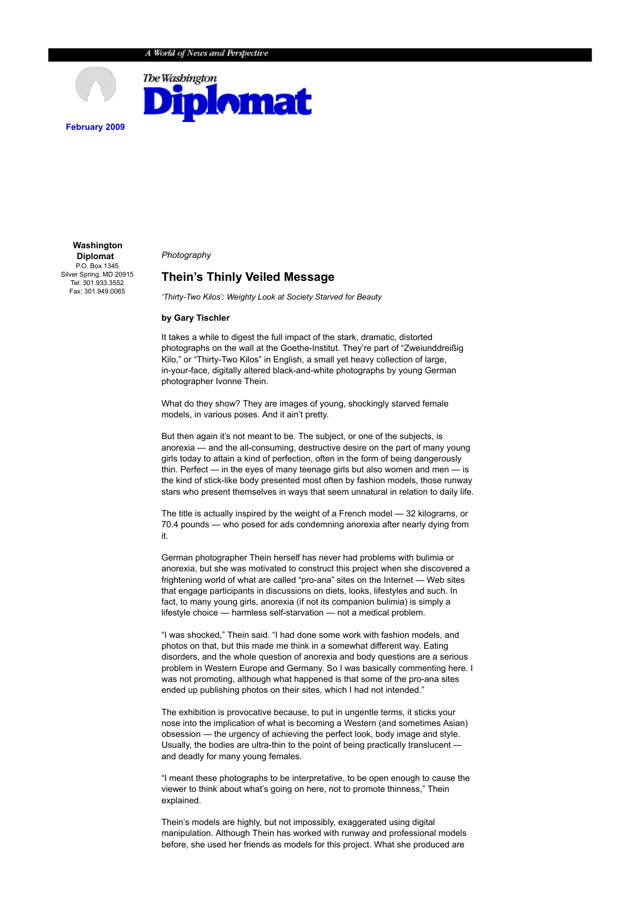A World of News and Perspective

# The Washington Diplomat

**February 2009**

**Washington Diplomat**
P.O. Box 1345
Silver Spring, MD 20915
Tel: 301.933.3552
Fax: 301.949.0065

*Photography*

## Thein's Thinly Veiled Message

*'Thirty-Two Kilos': Weighty Look at Society Starved for Beauty*

**by Gary Tischler**

It takes a while to digest the full impact of the stark, dramatic, distorted photographs on the wall at the Goethe-Institut. They're part of "Zweiunddreißig Kilo," or "Thirty-Two Kilos" in English, a small yet heavy collection of large, in-your-face, digitally altered black-and-white photographs by young German photographer Ivonne Thein.

What do they show? They are images of young, shockingly starved female models, in various poses. And it ain't pretty.

But then again it's not meant to be. The subject, or one of the subjects, is anorexia — and the all-consuming, destructive desire on the part of many young girls today to attain a kind of perfection, often in the form of being dangerously thin. Perfect — in the eyes of many teenage girls but also women and men — is the kind of stick-like body presented most often by fashion models, those runway stars who present themselves in ways that seem unnatural in relation to daily life.

The title is actually inspired by the weight of a French model — 32 kilograms, or 70.4 pounds — who posed for ads condemning anorexia after nearly dying from it.

German photographer Thein herself has never had problems with bulimia or anorexia, but she was motivated to construct this project when she discovered a frightening world of what are called "pro-ana" sites on the Internet — Web sites that engage participants in discussions on diets, looks, lifestyles and such. In fact, to many young girls, anorexia (if not its companion bulimia) is simply a lifestyle choice — harmless self-starvation — not a medical problem.

"I was shocked," Thein said. "I had done some work with fashion models, and photos on that, but this made me think in a somewhat different way. Eating disorders, and the whole question of anorexia and body questions are a serious problem in Western Europe and Germany. So I was basically commenting here. I was not promoting, although what happened is that some of the pro-ana sites ended up publishing photos on their sites, which I had not intended."

The exhibition is provocative because, to put in ungentle terms, it sticks your nose into the implication of what is becoming a Western (and sometimes Asian) obsession — the urgency of achieving the perfect look, body image and style. Usually, the bodies are ultra-thin to the point of being practically translucent — and deadly for many young females.

"I meant these photographs to be interpretative, to be open enough to cause the viewer to think about what's going on here, not to promote thinness," Thein explained.

Thein's models are highly, but not impossibly, exaggerated using digital manipulation. Although Thein has worked with runway and professional models before, she used her friends as models for this project. What she produced are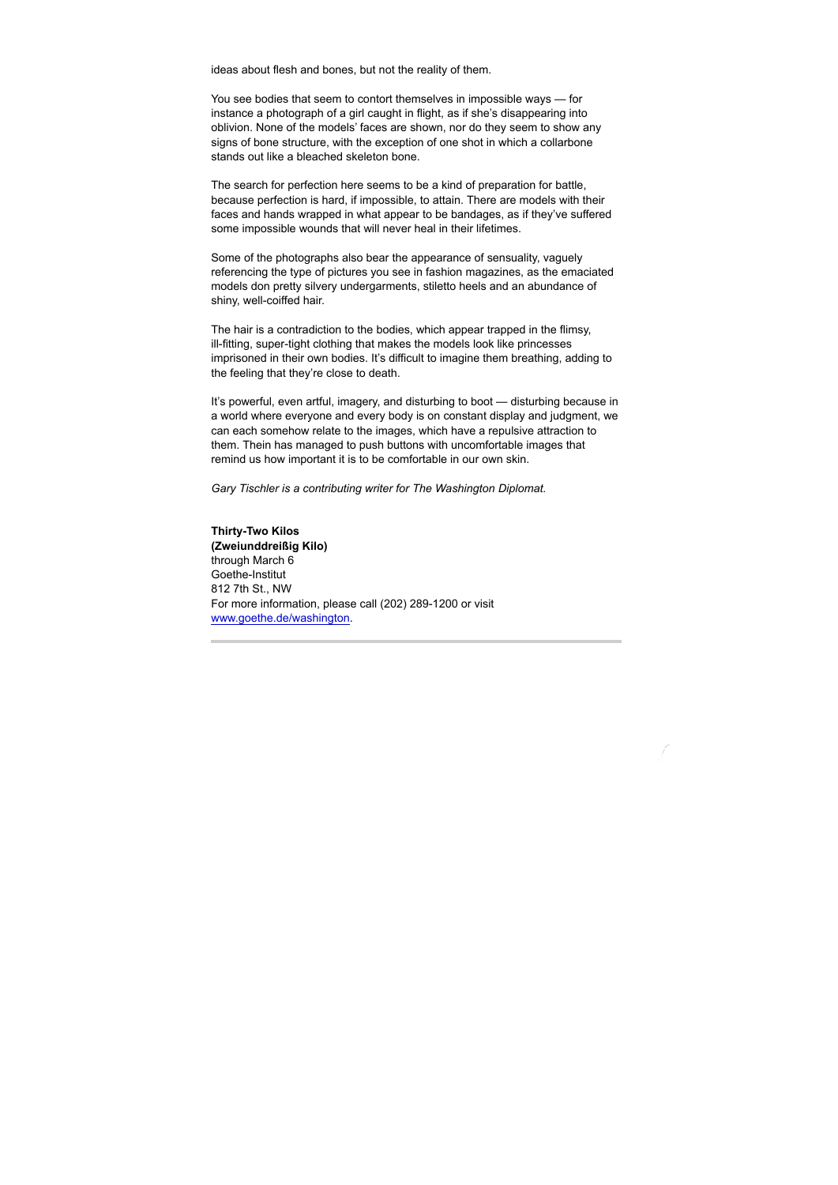ideas about flesh and bones, but not the reality of them.

You see bodies that seem to contort themselves in impossible ways — for instance a photograph of a girl caught in flight, as if she's disappearing into oblivion. None of the models' faces are shown, nor do they seem to show any signs of bone structure, with the exception of one shot in which a collarbone stands out like a bleached skeleton bone.

The search for perfection here seems to be a kind of preparation for battle, because perfection is hard, if impossible, to attain. There are models with their faces and hands wrapped in what appear to be bandages, as if they've suffered some impossible wounds that will never heal in their lifetimes.

Some of the photographs also bear the appearance of sensuality, vaguely referencing the type of pictures you see in fashion magazines, as the emaciated models don pretty silvery undergarments, stiletto heels and an abundance of shiny, well-coiffed hair.

The hair is a contradiction to the bodies, which appear trapped in the flimsy, ill-fitting, super-tight clothing that makes the models look like princesses imprisoned in their own bodies. It's difficult to imagine them breathing, adding to the feeling that they're close to death.

It's powerful, even artful, imagery, and disturbing to boot — disturbing because in a world where everyone and every body is on constant display and judgment, we can each somehow relate to the images, which have a repulsive attraction to them. Thein has managed to push buttons with uncomfortable images that remind us how important it is to be comfortable in our own skin.

*Gary Tischler is a contributing writer for The Washington Diplomat.*

**Thirty-Two Kilos**
**(Zweiunddreißig Kilo)**
through March 6
Goethe-Institut
812 7th St., NW
For more information, please call (202) 289-1200 or visit [www.goethe.de/washington](www.goethe.de/washington).